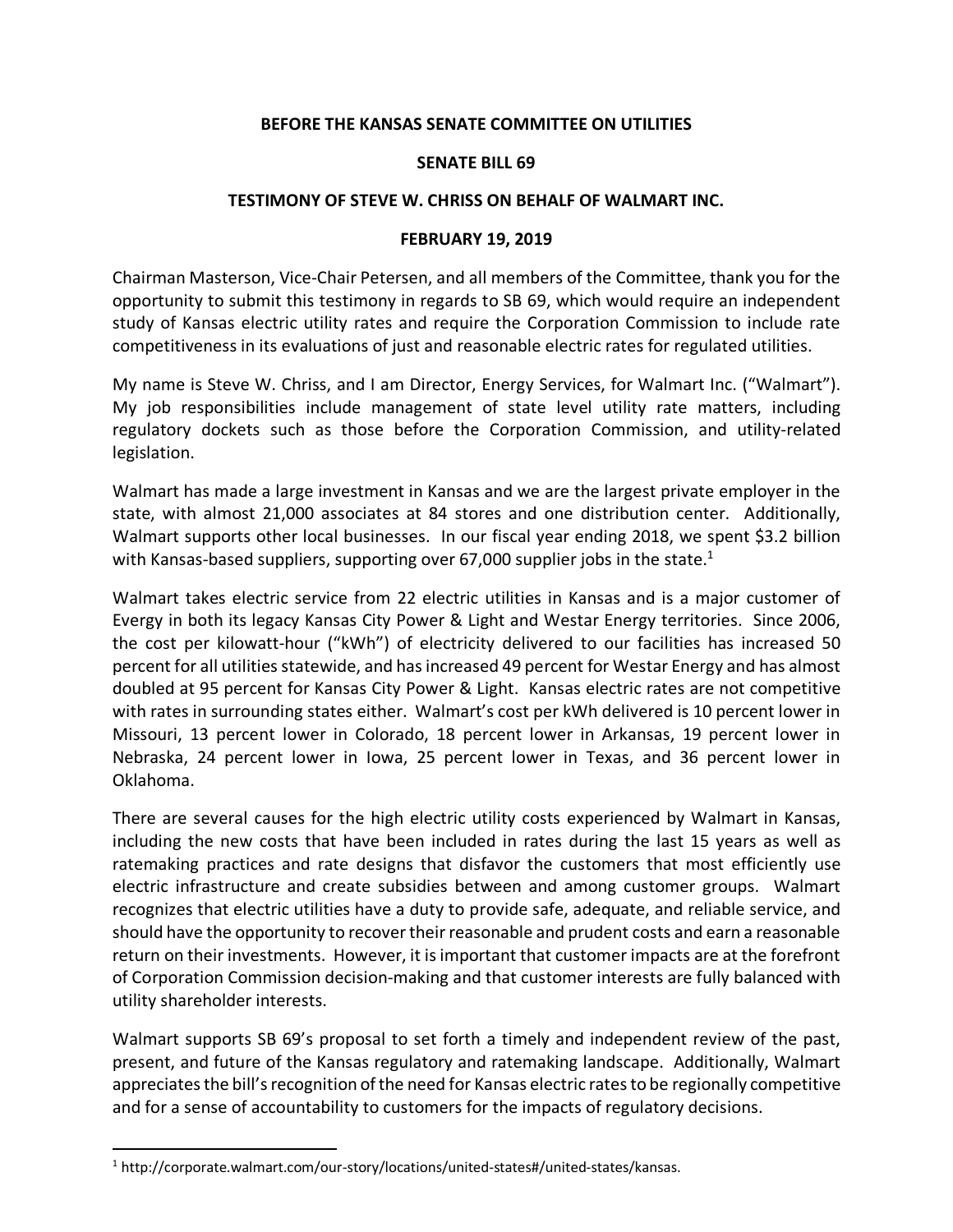**BEFORE THE KANSAS SENATE COMMITTEE ON UTILITIES**

**SENATE BILL 69**

**TESTIMONY OF STEVE W. CHRISS ON BEHALF OF WALMART INC.**

**FEBRUARY 19, 2019**

Chairman Masterson, Vice-Chair Petersen, and all members of the Committee, thank you for the opportunity to submit this testimony in regards to SB 69, which would require an independent study of Kansas electric utility rates and require the Corporation Commission to include rate competitiveness in its evaluations of just and reasonable electric rates for regulated utilities.

My name is Steve W. Chriss, and I am Director, Energy Services, for Walmart Inc. ("Walmart"). My job responsibilities include management of state level utility rate matters, including regulatory dockets such as those before the Corporation Commission, and utility-related legislation.

Walmart has made a large investment in Kansas and we are the largest private employer in the state, with almost 21,000 associates at 84 stores and one distribution center. Additionally, Walmart supports other local businesses. In our fiscal year ending 2018, we spent $3.2 billion with Kansas-based suppliers, supporting over 67,000 supplier jobs in the state.[1]

Walmart takes electric service from 22 electric utilities in Kansas and is a major customer of Evergy in both its legacy Kansas City Power & Light and Westar Energy territories. Since 2006, the cost per kilowatt-hour ("kWh") of electricity delivered to our facilities has increased 50 percent for all utilities statewide, and has increased 49 percent for Westar Energy and has almost doubled at 95 percent for Kansas City Power & Light. Kansas electric rates are not competitive with rates in surrounding states either. Walmart's cost per kWh delivered is 10 percent lower in Missouri, 13 percent lower in Colorado, 18 percent lower in Arkansas, 19 percent lower in Nebraska, 24 percent lower in Iowa, 25 percent lower in Texas, and 36 percent lower in Oklahoma.

There are several causes for the high electric utility costs experienced by Walmart in Kansas, including the new costs that have been included in rates during the last 15 years as well as ratemaking practices and rate designs that disfavor the customers that most efficiently use electric infrastructure and create subsidies between and among customer groups. Walmart recognizes that electric utilities have a duty to provide safe, adequate, and reliable service, and should have the opportunity to recover their reasonable and prudent costs and earn a reasonable return on their investments. However, it is important that customer impacts are at the forefront of Corporation Commission decision-making and that customer interests are fully balanced with utility shareholder interests.

Walmart supports SB 69's proposal to set forth a timely and independent review of the past, present, and future of the Kansas regulatory and ratemaking landscape. Additionally, Walmart appreciates the bill's recognition of the need for Kansas electric rates to be regionally competitive and for a sense of accountability to customers for the impacts of regulatory decisions.

---

[1] http://corporate.walmart.com/our-story/locations/united-states#/united-states/kansas.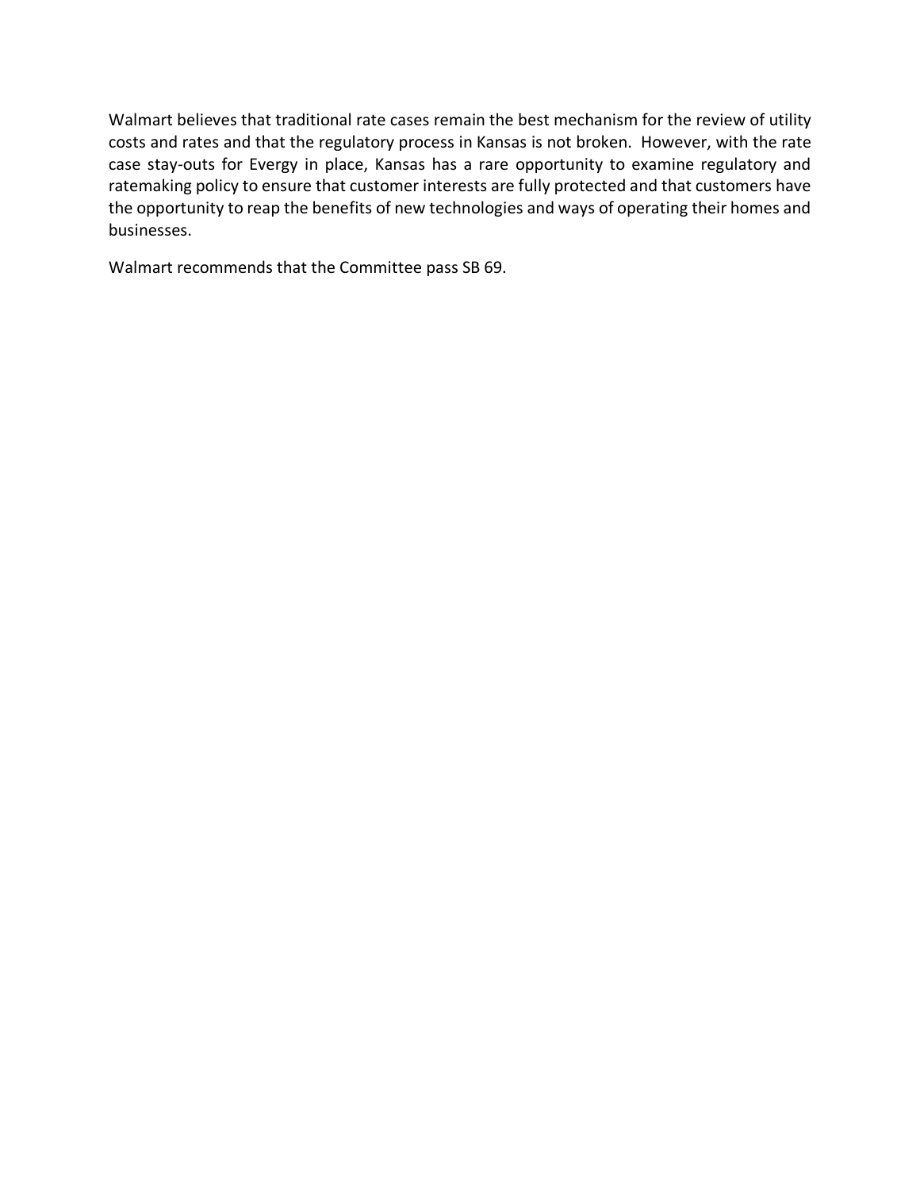Walmart believes that traditional rate cases remain the best mechanism for the review of utility costs and rates and that the regulatory process in Kansas is not broken. However, with the rate case stay-outs for Evergy in place, Kansas has a rare opportunity to examine regulatory and ratemaking policy to ensure that customer interests are fully protected and that customers have the opportunity to reap the benefits of new technologies and ways of operating their homes and businesses.

Walmart recommends that the Committee pass SB 69.